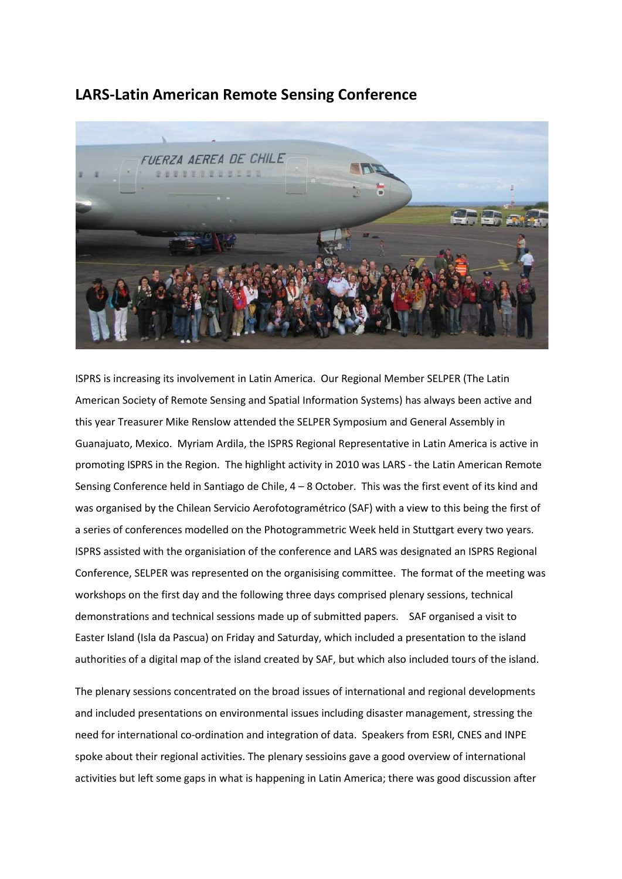# LARS-Latin American Remote Sensing Conference

ISPRS is increasing its involvement in Latin America. Our Regional Member SELPER (The Latin American Society of Remote Sensing and Spatial Information Systems) has always been active and this year Treasurer Mike Renslow attended the SELPER Symposium and General Assembly in Guanajuato, Mexico. Myriam Ardila, the ISPRS Regional Representative in Latin America is active in promoting ISPRS in the Region. The highlight activity in 2010 was LARS - the Latin American Remote Sensing Conference held in Santiago de Chile, 4 – 8 October. This was the first event of its kind and was organised by the Chilean Servicio Aerofotogramétrico (SAF) with a view to this being the first of a series of conferences modelled on the Photogrammetric Week held in Stuttgart every two years. ISPRS assisted with the organisiation of the conference and LARS was designated an ISPRS Regional Conference, SELPER was represented on the organisising committee. The format of the meeting was workshops on the first day and the following three days comprised plenary sessions, technical demonstrations and technical sessions made up of submitted papers. SAF organised a visit to Easter Island (Isla da Pascua) on Friday and Saturday, which included a presentation to the island authorities of a digital map of the island created by SAF, but which also included tours of the island.

The plenary sessions concentrated on the broad issues of international and regional developments and included presentations on environmental issues including disaster management, stressing the need for international co-ordination and integration of data. Speakers from ESRI, CNES and INPE spoke about their regional activities. The plenary sessioins gave a good overview of international activities but left some gaps in what is happening in Latin America; there was good discussion after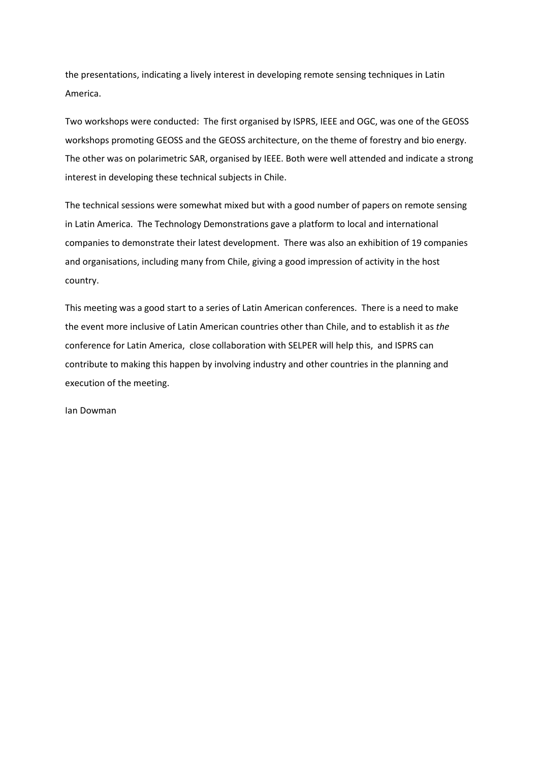the presentations, indicating a lively interest in developing remote sensing techniques in Latin America.

Two workshops were conducted: The first organised by ISPRS, IEEE and OGC, was one of the GEOSS workshops promoting GEOSS and the GEOSS architecture, on the theme of forestry and bio energy. The other was on polarimetric SAR, organised by IEEE. Both were well attended and indicate a strong interest in developing these technical subjects in Chile.

The technical sessions were somewhat mixed but with a good number of papers on remote sensing in Latin America. The Technology Demonstrations gave a platform to local and international companies to demonstrate their latest development. There was also an exhibition of 19 companies and organisations, including many from Chile, giving a good impression of activity in the host country.

This meeting was a good start to a series of Latin American conferences. There is a need to make the event more inclusive of Latin American countries other than Chile, and to establish it as *the* conference for Latin America, close collaboration with SELPER will help this, and ISPRS can contribute to making this happen by involving industry and other countries in the planning and execution of the meeting.

Ian Dowman